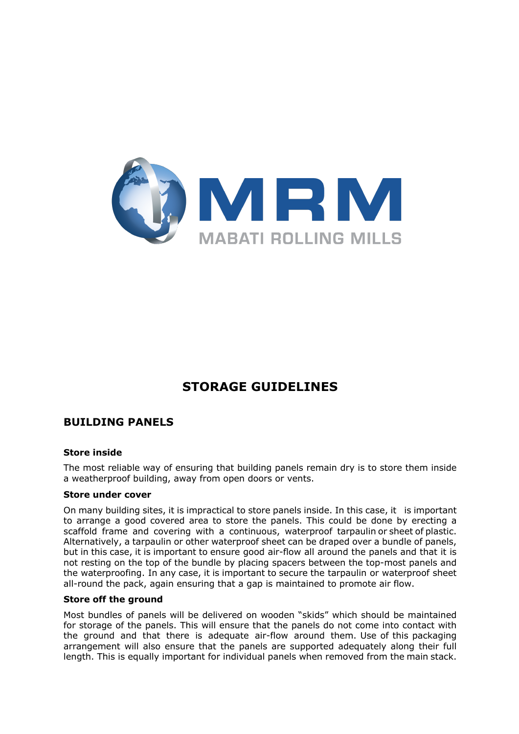MRM

MABATI ROLLING MILLS

# STORAGE GUIDELINES

## BUILDING PANELS

### Store inside

The most reliable way of ensuring that building panels remain dry is to store them inside a weatherproof building, away from open doors or vents.

### Store under cover

On many building sites, it is impractical to store panels inside. In this case, it is important to arrange a good covered area to store the panels. This could be done by erecting a scaffold frame and covering with a continuous, waterproof tarpaulin or sheet of plastic. Alternatively, a tarpaulin or other waterproof sheet can be draped over a bundle of panels, but in this case, it is important to ensure good air-flow all around the panels and that it is not resting on the top of the bundle by placing spacers between the top-most panels and the waterproofing. In any case, it is important to secure the tarpaulin or waterproof sheet all-round the pack, again ensuring that a gap is maintained to promote air flow.

### Store off the ground

Most bundles of panels will be delivered on wooden "skids" which should be maintained for storage of the panels. This will ensure that the panels do not come into contact with the ground and that there is adequate air-flow around them. Use of this packaging arrangement will also ensure that the panels are supported adequately along their full length. This is equally important for individual panels when removed from the main stack.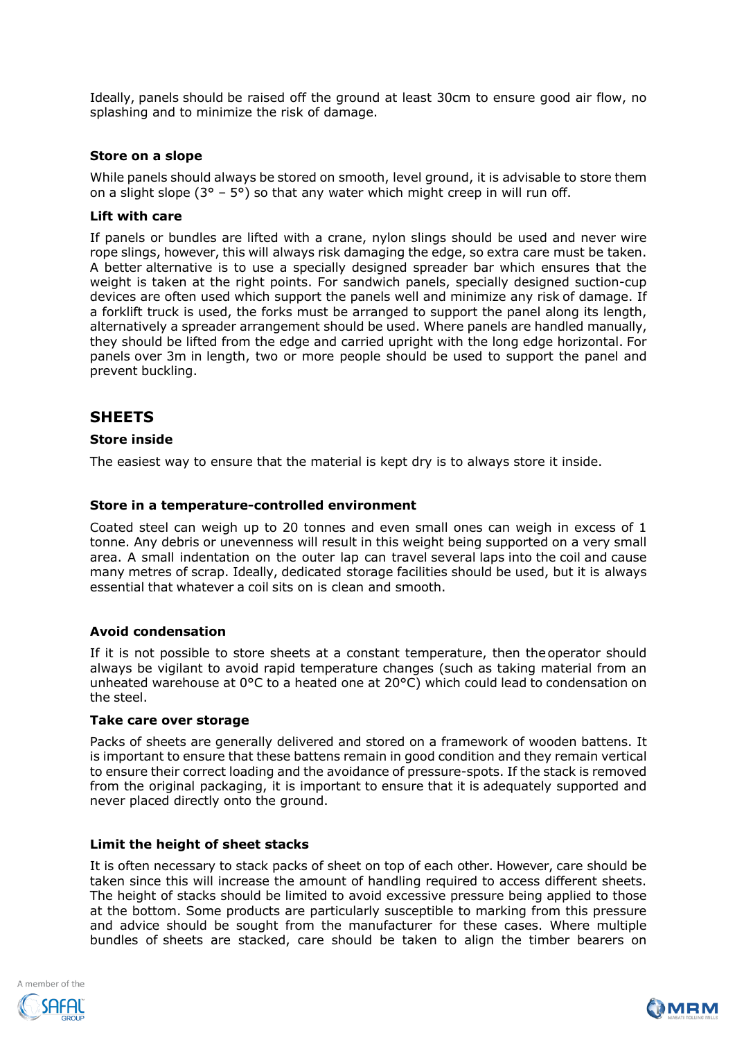Ideally, panels should be raised off the ground at least 30cm to ensure good air flow, no splashing and to minimize the risk of damage.

### Store on a slope

While panels should always be stored on smooth, level ground, it is advisable to store them on a slight slope (3° – 5°) so that any water which might creep in will run off.

### Lift with care

If panels or bundles are lifted with a crane, nylon slings should be used and never wire rope slings, however, this will always risk damaging the edge, so extra care must be taken. A better alternative is to use a specially designed spreader bar which ensures that the weight is taken at the right points. For sandwich panels, specially designed suction-cup devices are often used which support the panels well and minimize any risk of damage. If a forklift truck is used, the forks must be arranged to support the panel along its length, alternatively a spreader arrangement should be used. Where panels are handled manually, they should be lifted from the edge and carried upright with the long edge horizontal. For panels over 3m in length, two or more people should be used to support the panel and prevent buckling.

## SHEETS

### Store inside

The easiest way to ensure that the material is kept dry is to always store it inside.

### Store in a temperature-controlled environment

Coated steel can weigh up to 20 tonnes and even small ones can weigh in excess of 1 tonne. Any debris or unevenness will result in this weight being supported on a very small area. A small indentation on the outer lap can travel several laps into the coil and cause many metres of scrap. Ideally, dedicated storage facilities should be used, but it is always essential that whatever a coil sits on is clean and smooth.

### Avoid condensation

If it is not possible to store sheets at a constant temperature, then the operator should always be vigilant to avoid rapid temperature changes (such as taking material from an unheated warehouse at 0°C to a heated one at 20°C) which could lead to condensation on the steel.

### Take care over storage

Packs of sheets are generally delivered and stored on a framework of wooden battens. It is important to ensure that these battens remain in good condition and they remain vertical to ensure their correct loading and the avoidance of pressure-spots. If the stack is removed from the original packaging, it is important to ensure that it is adequately supported and never placed directly onto the ground.

### Limit the height of sheet stacks

It is often necessary to stack packs of sheet on top of each other. However, care should be taken since this will increase the amount of handling required to access different sheets. The height of stacks should be limited to avoid excessive pressure being applied to those at the bottom. Some products are particularly susceptible to marking from this pressure and advice should be sought from the manufacturer for these cases. Where multiple bundles of sheets are stacked, care should be taken to align the timber bearers on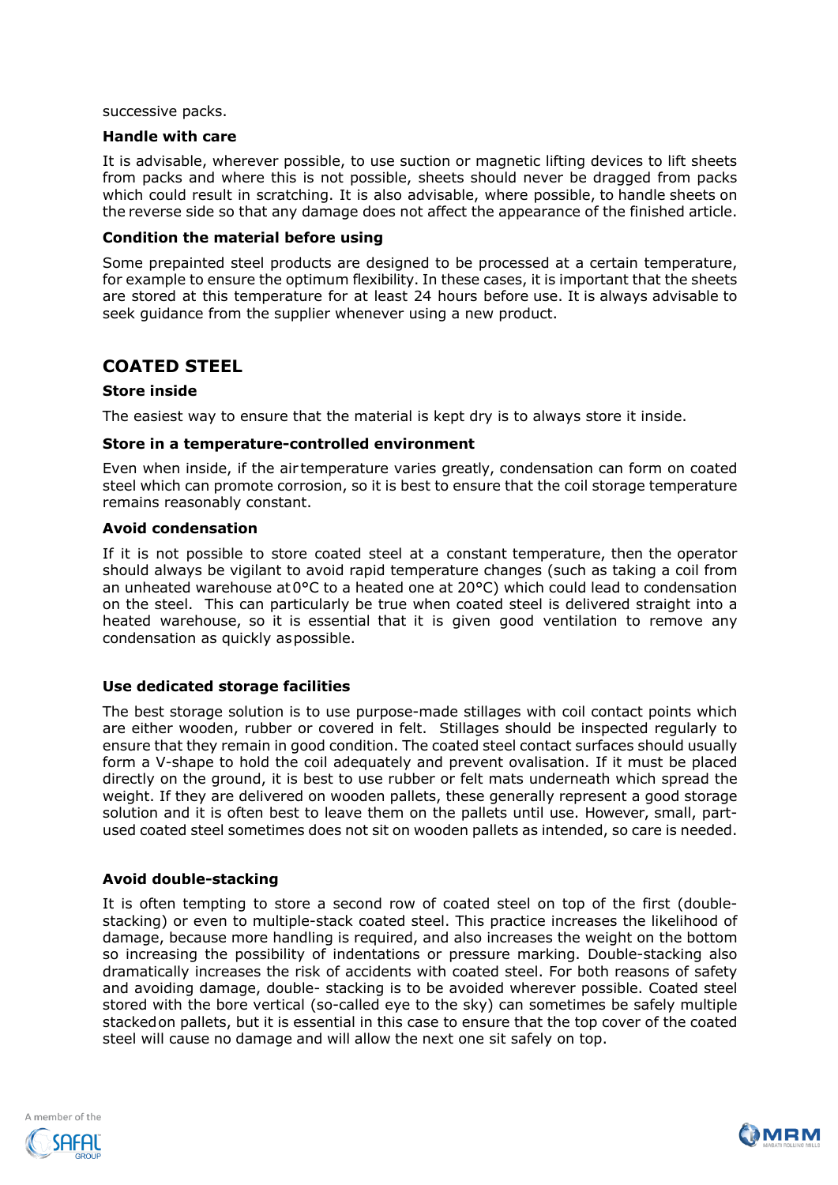successive packs.

**Handle with care**

It is advisable, wherever possible, to use suction or magnetic lifting devices to lift sheets from packs and where this is not possible, sheets should never be dragged from packs which could result in scratching. It is also advisable, where possible, to handle sheets on the reverse side so that any damage does not affect the appearance of the finished article.

**Condition the material before using**

Some prepainted steel products are designed to be processed at a certain temperature, for example to ensure the optimum flexibility. In these cases, it is important that the sheets are stored at this temperature for at least 24 hours before use. It is always advisable to seek guidance from the supplier whenever using a new product.

## COATED STEEL

**Store inside**

The easiest way to ensure that the material is kept dry is to always store it inside.

**Store in a temperature-controlled environment**

Even when inside, if the air temperature varies greatly, condensation can form on coated steel which can promote corrosion, so it is best to ensure that the coil storage temperature remains reasonably constant.

**Avoid condensation**

If it is not possible to store coated steel at a constant temperature, then the operator should always be vigilant to avoid rapid temperature changes (such as taking a coil from an unheated warehouse at 0°C to a heated one at 20°C) which could lead to condensation on the steel. This can particularly be true when coated steel is delivered straight into a heated warehouse, so it is essential that it is given good ventilation to remove any condensation as quickly as possible.

**Use dedicated storage facilities**

The best storage solution is to use purpose-made stillages with coil contact points which are either wooden, rubber or covered in felt. Stillages should be inspected regularly to ensure that they remain in good condition. The coated steel contact surfaces should usually form a V-shape to hold the coil adequately and prevent ovalisation. If it must be placed directly on the ground, it is best to use rubber or felt mats underneath which spread the weight. If they are delivered on wooden pallets, these generally represent a good storage solution and it is often best to leave them on the pallets until use. However, small, part-used coated steel sometimes does not sit on wooden pallets as intended, so care is needed.

**Avoid double-stacking**

It is often tempting to store a second row of coated steel on top of the first (double-stacking) or even to multiple-stack coated steel. This practice increases the likelihood of damage, because more handling is required, and also increases the weight on the bottom so increasing the possibility of indentations or pressure marking. Double-stacking also dramatically increases the risk of accidents with coated steel. For both reasons of safety and avoiding damage, double- stacking is to be avoided wherever possible. Coated steel stored with the bore vertical (so-called eye to the sky) can sometimes be safely multiple stacked on pallets, but it is essential in this case to ensure that the top cover of the coated steel will cause no damage and will allow the next one sit safely on top.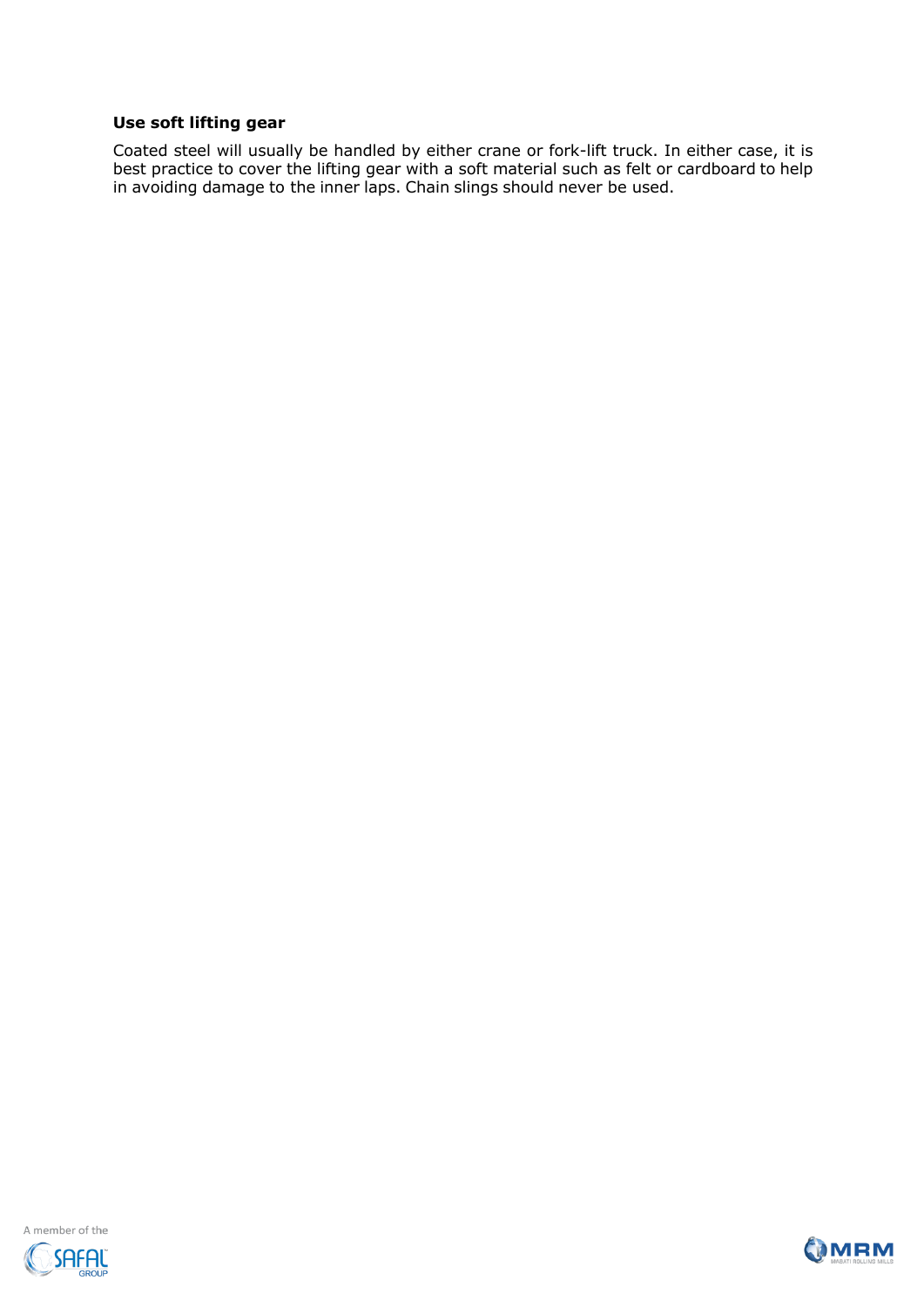**Use soft lifting gear**

Coated steel will usually be handled by either crane or fork-lift truck. In either case, it is best practice to cover the lifting gear with a soft material such as felt or cardboard to help in avoiding damage to the inner laps. Chain slings should never be used.